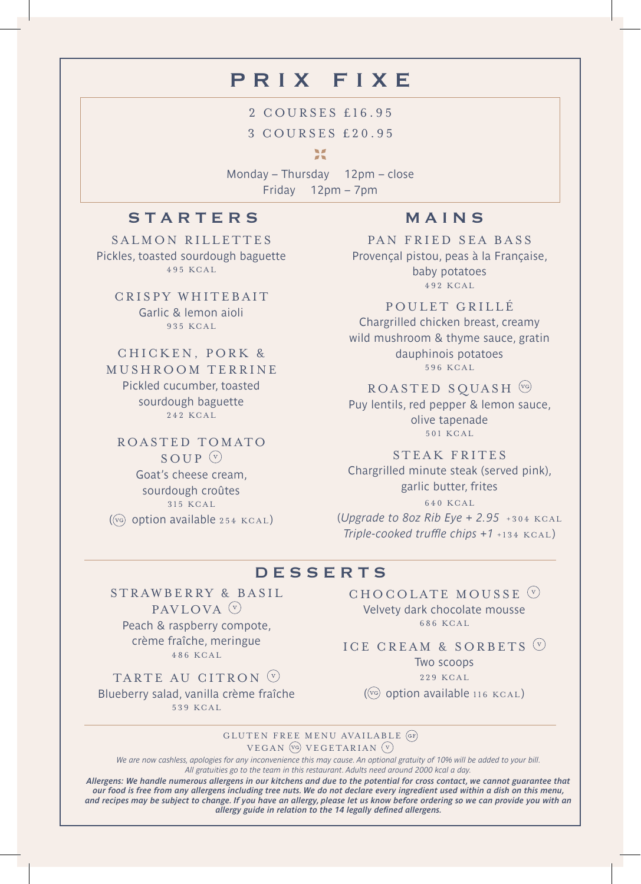# PRIX FIXE

2 COURSES £16.95

3 COURSES £20.95

Monday – Thursday 12pm – close
Friday 12pm – 7pm

## STARTERS

### SALMON RILLETTES
Pickles, toasted sourdough baguette
495 KCAL

### CRISPY WHITEBAIT
Garlic & lemon aioli
935 KCAL

### CHICKEN, PORK & MUSHROOM TERRINE
Pickled cucumber, toasted sourdough baguette
242 KCAL

### ROASTED TOMATO SOUP (V)
Goat's cheese cream, sourdough croûtes
315 KCAL
((VG) option available 254 KCAL)

## MAINS

### PAN FRIED SEA BASS
Provençal pistou, peas à la Française, baby potatoes
492 KCAL

### POULET GRILLÉ
Chargrilled chicken breast, creamy wild mushroom & thyme sauce, gratin dauphinois potatoes
596 KCAL

### ROASTED SQUASH (VG)
Puy lentils, red pepper & lemon sauce, olive tapenade
501 KCAL

### STEAK FRITES
Chargrilled minute steak (served pink), garlic butter, frites
640 KCAL
(*Upgrade to 8oz Rib Eye + 2.95* +304 KCAL
*Triple-cooked truffle chips +1* +134 KCAL)

## DESSERTS

### STRAWBERRY & BASIL PAVLOVA (V)
Peach & raspberry compote, crème fraîche, meringue
486 KCAL

### TARTE AU CITRON (V)
Blueberry salad, vanilla crème fraîche
539 KCAL

### CHOCOLATE MOUSSE (V)
Velvety dark chocolate mousse
686 KCAL

### ICE CREAM & SORBETS (V)
Two scoops
229 KCAL
((VG) option available 116 KCAL)

GLUTEN FREE MENU AVAILABLE (GF)
VEGAN (VG) VEGETARIAN (V)

*We are now cashless, apologies for any inconvenience this may cause. An optional gratuity of 10% will be added to your bill. All gratuities go to the team in this restaurant. Adults need around 2000 kcal a day.*

***Allergens: We handle numerous allergens in our kitchens and due to the potential for cross contact, we cannot guarantee that our food is free from any allergens including tree nuts. We do not declare every ingredient used within a dish on this menu, and recipes may be subject to change. If you have an allergy, please let us know before ordering so we can provide you with an allergy guide in relation to the 14 legally defined allergens.***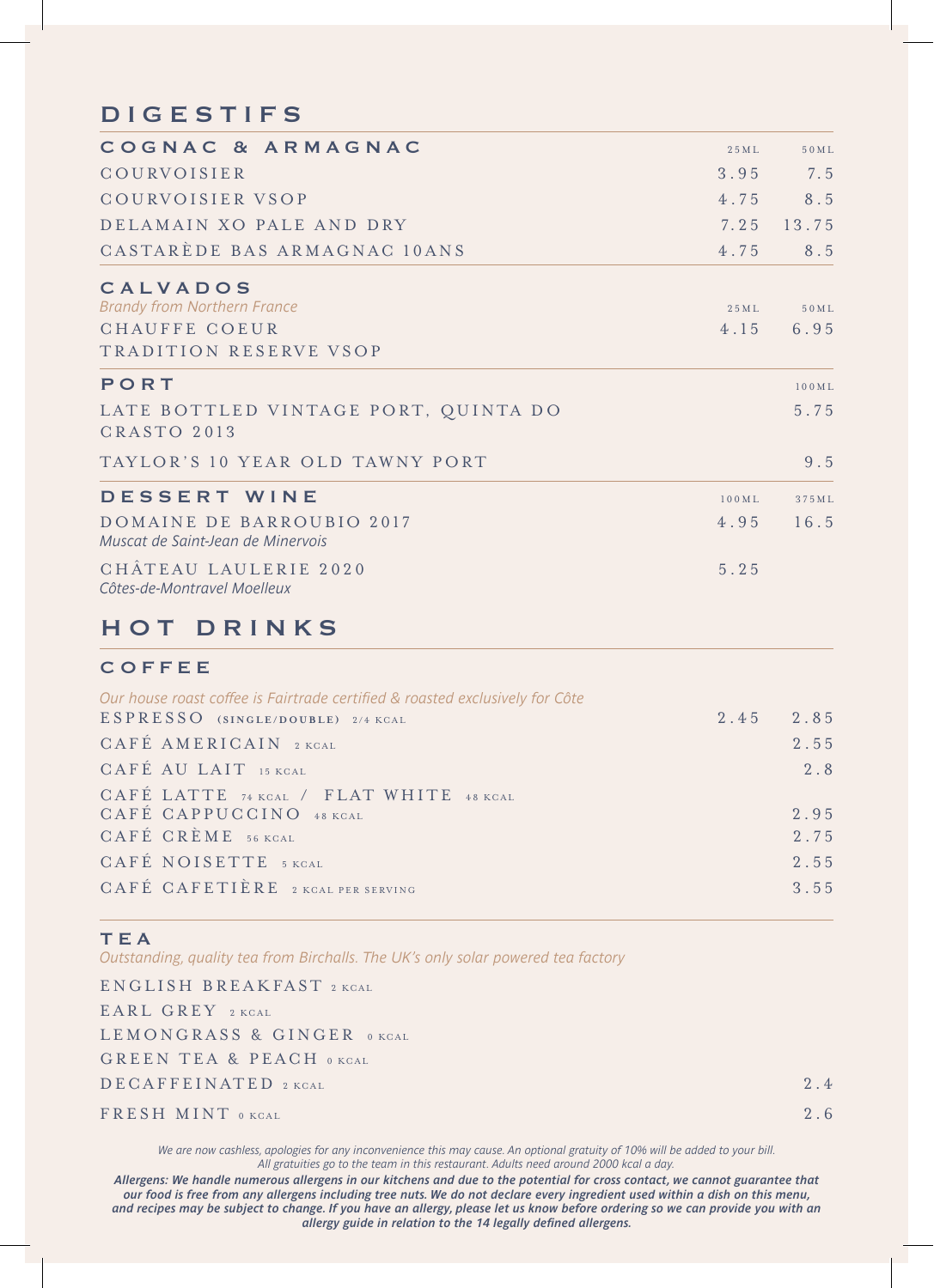# DIGESTIFS

## COGNAC & ARMAGNAC

| | 25ML | 50ML |
|---|---|---|
| COURVOISIER | 3.95 | 7.5 |
| COURVOISIER VSOP | 4.75 | 8.5 |
| DELAMAIN XO PALE AND DRY | 7.25 | 13.75 |
| CASTARÈDE BAS ARMAGNAC 10ANS | 4.75 | 8.5 |

## CALVADOS

*Brandy from Northern France*

| | 25ML | 50ML |
|---|---|---|
| CHAUFFE COEUR TRADITION RESERVE VSOP | 4.15 | 6.95 |

## PORT

| | 100ML |
|---|---|
| LATE BOTTLED VINTAGE PORT, QUINTA DO CRASTO 2013 | 5.75 |
| TAYLOR'S 10 YEAR OLD TAWNY PORT | 9.5 |

## DESSERT WINE

| | 100ML | 375ML |
|---|---|---|
| DOMAINE DE BARROUBIO 2017 *Muscat de Saint-Jean de Minervois* | 4.95 | 16.5 |
| CHÂTEAU LAULERIE 2020 *Côtes-de-Montravel Moelleux* | 5.25 | |

# HOT DRINKS

## COFFEE

*Our house roast coffee is Fairtrade certified & roasted exclusively for Côte*

| | | |
|---|---|---|
| ESPRESSO (SINGLE/DOUBLE) 2/4 KCAL | 2.45 | 2.85 |
| CAFÉ AMERICAIN 2 KCAL | | 2.55 |
| CAFÉ AU LAIT 15 KCAL | | 2.8 |
| CAFÉ LATTE 74 KCAL / FLAT WHITE 48 KCAL CAFÉ CAPPUCCINO 48 KCAL | | 2.95 |
| CAFÉ CRÈME 56 KCAL | | 2.75 |
| CAFÉ NOISETTE 5 KCAL | | 2.55 |
| CAFÉ CAFETIÈRE 2 KCAL PER SERVING | | 3.55 |

## TEA

*Outstanding, quality tea from Birchalls. The UK's only solar powered tea factory*

| | |
|---|---|
| ENGLISH BREAKFAST 2 KCAL EARL GREY 2 KCAL LEMONGRASS & GINGER 0 KCAL GREEN TEA & PEACH 0 KCAL DECAFFEINATED 2 KCAL | 2.4 |
| FRESH MINT 0 KCAL | 2.6 |

*We are now cashless, apologies for any inconvenience this may cause. An optional gratuity of 10% will be added to your bill. All gratuities go to the team in this restaurant. Adults need around 2000 kcal a day.*

***Allergens: We handle numerous allergens in our kitchens and due to the potential for cross contact, we cannot guarantee that our food is free from any allergens including tree nuts. We do not declare every ingredient used within a dish on this menu, and recipes may be subject to change. If you have an allergy, please let us know before ordering so we can provide you with an allergy guide in relation to the 14 legally defined allergens.***